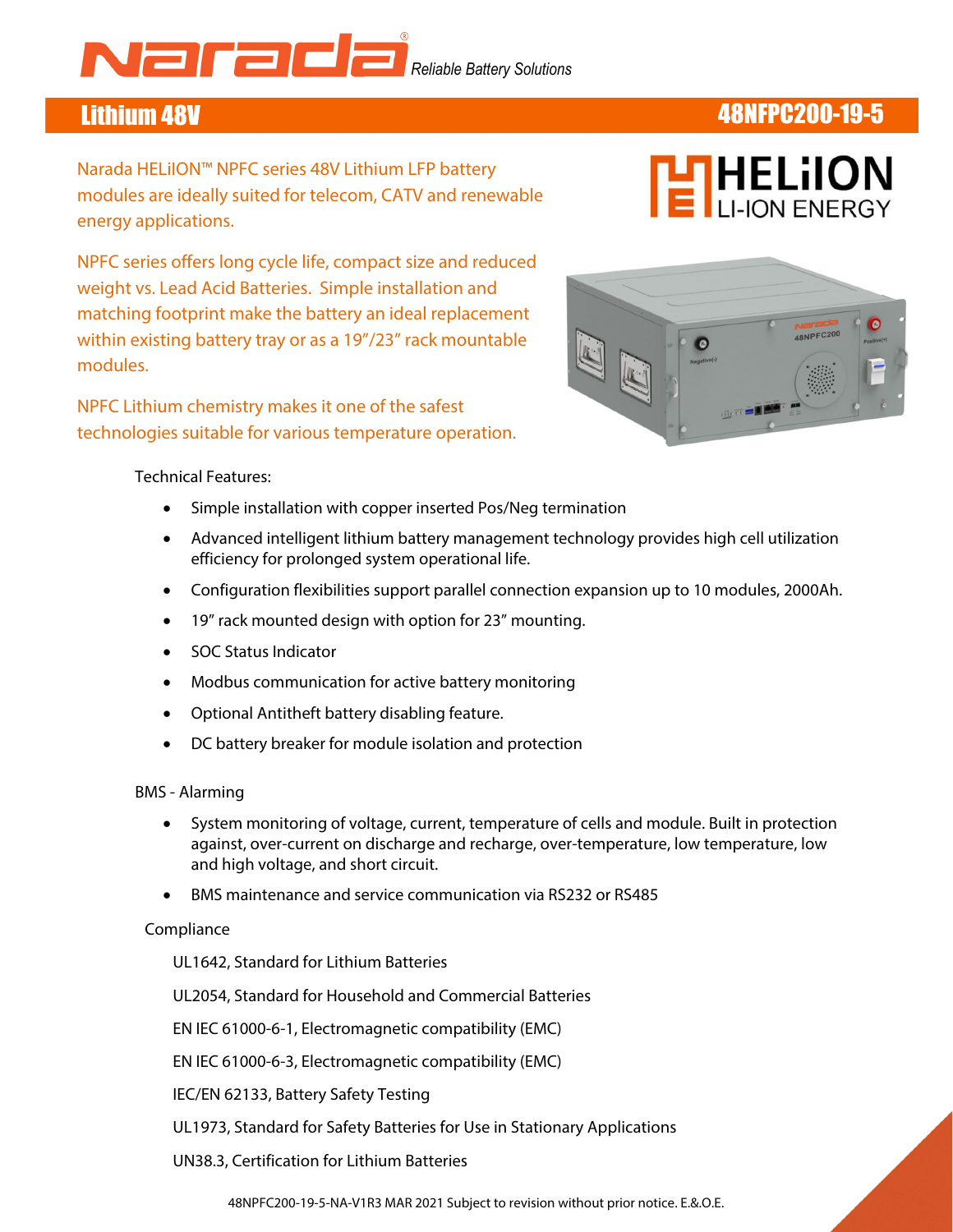# Narada

*Reliable Battery Solutions*

## Lithium 48V — 48NFPC200-19-5

HELiION LI-ION ENERGY

Narada HELiION™ NPFC series 48V Lithium LFP battery modules are ideally suited for telecom, CATV and renewable energy applications.

NPFC series offers long cycle life, compact size and reduced weight vs. Lead Acid Batteries. Simple installation and matching footprint make the battery an ideal replacement within existing battery tray or as a 19"/23" rack mountable modules.

NPFC Lithium chemistry makes it one of the safest technologies suitable for various temperature operation.

Technical Features:

- Simple installation with copper inserted Pos/Neg termination
- Advanced intelligent lithium battery management technology provides high cell utilization efficiency for prolonged system operational life.
- Configuration flexibilities support parallel connection expansion up to 10 modules, 2000Ah.
- 19" rack mounted design with option for 23" mounting.
- SOC Status Indicator
- Modbus communication for active battery monitoring
- Optional Antitheft battery disabling feature.
- DC battery breaker for module isolation and protection

BMS - Alarming

- System monitoring of voltage, current, temperature of cells and module. Built in protection against, over-current on discharge and recharge, over-temperature, low temperature, low and high voltage, and short circuit.
- BMS maintenance and service communication via RS232 or RS485

Compliance

UL1642, Standard for Lithium Batteries

UL2054, Standard for Household and Commercial Batteries

EN IEC 61000-6-1, Electromagnetic compatibility (EMC)

EN IEC 61000-6-3, Electromagnetic compatibility (EMC)

IEC/EN 62133, Battery Safety Testing

UL1973, Standard for Safety Batteries for Use in Stationary Applications

UN38.3, Certification for Lithium Batteries

48NPFC200-19-5-NA-V1R3 MAR 2021 Subject to revision without prior notice. E.&.O.E.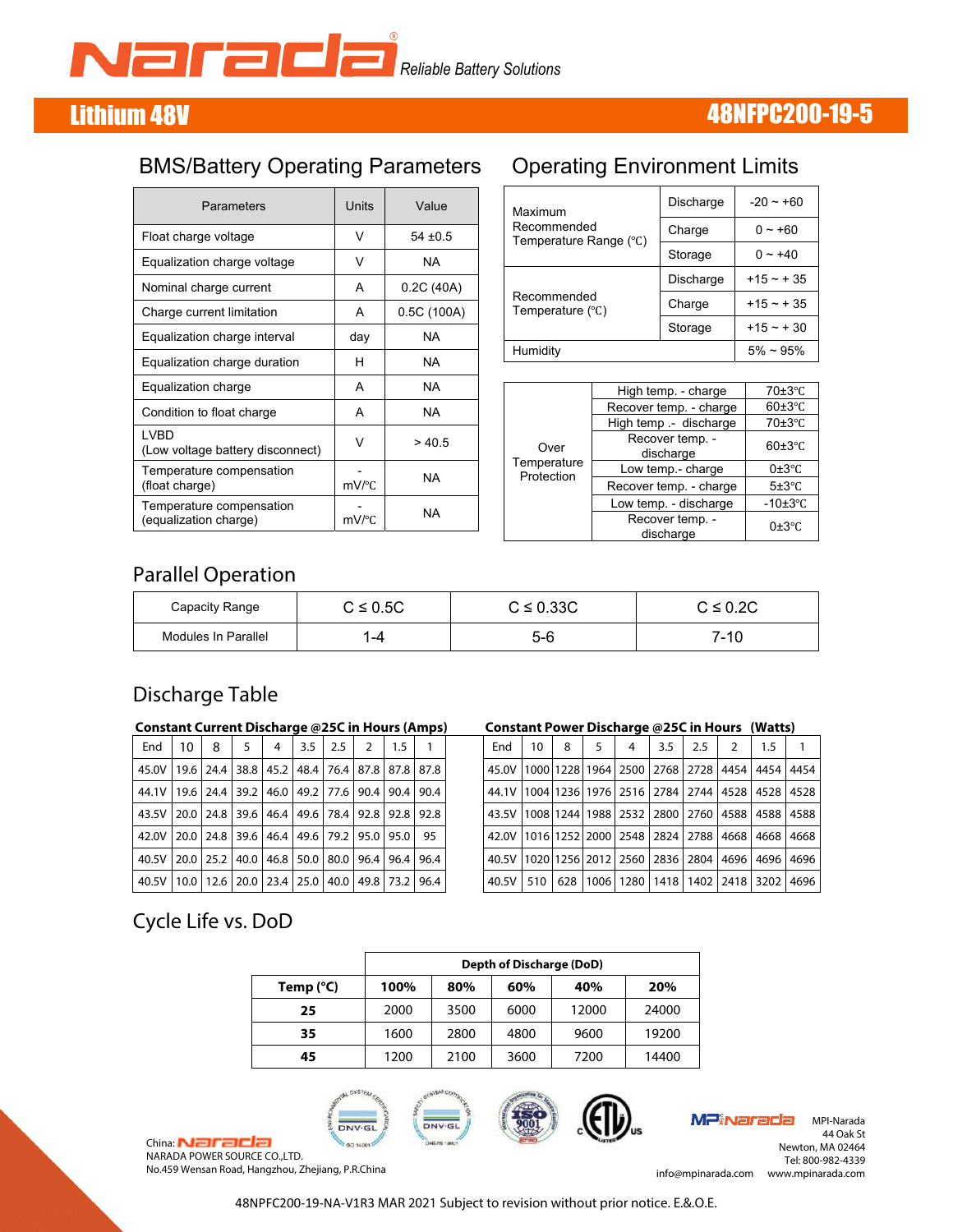Narada® Reliable Battery Solutions

## Lithium 48V — 48NFPC200-19-5

## BMS/Battery Operating Parameters

| Parameters | Units | Value |
|---|---|---|
| Float charge voltage | V | 54 ±0.5 |
| Equalization charge voltage | V | NA |
| Nominal charge current | A | 0.2C (40A) |
| Charge current limitation | A | 0.5C (100A) |
| Equalization charge interval | day | NA |
| Equalization charge duration | H | NA |
| Equalization charge | A | NA |
| Condition to float charge | A | NA |
| LVBD (Low voltage battery disconnect) | V | > 40.5 |
| Temperature compensation (float charge) | - mV/℃ | NA |
| Temperature compensation (equalization charge) | - mV/℃ | NA |

## Operating Environment Limits

| | | |
|---|---|---|
| Maximum Recommended Temperature Range (℃) | Discharge | -20 ~ +60 |
| | Charge | 0 ~ +60 |
| | Storage | 0 ~ +40 |
| Recommended Temperature (℃) | Discharge | +15 ~ + 35 |
| | Charge | +15 ~ + 35 |
| | Storage | +15 ~ + 30 |
| Humidity | | 5% ~ 95% |

| | | |
|---|---|---|
| Over Temperature Protection | High temp. - charge | 70±3℃ |
| | Recover temp. - charge | 60±3℃ |
| | High temp .- discharge | 70±3℃ |
| | Recover temp. - discharge | 60±3℃ |
| | Low temp.- charge | 0±3℃ |
| | Recover temp. - charge | 5±3℃ |
| | Low temp. - discharge | -10±3℃ |
| | Recover temp. - discharge | 0±3℃ |

## Parallel Operation

| Capacity Range | C ≤ 0.5C | C ≤ 0.33C | C ≤ 0.2C |
|---|---|---|---|
| Modules In Parallel | 1-4 | 5-6 | 7-10 |

## Discharge Table

**Constant Current Discharge @25C in Hours (Amps)**

| End | 10 | 8 | 5 | 4 | 3.5 | 2.5 | 2 | 1.5 | 1 |
|---|---|---|---|---|---|---|---|---|---|
| 45.0V | 19.6 | 24.4 | 38.8 | 45.2 | 48.4 | 76.4 | 87.8 | 87.8 | 87.8 |
| 44.1V | 19.6 | 24.4 | 39.2 | 46.0 | 49.2 | 77.6 | 90.4 | 90.4 | 90.4 |
| 43.5V | 20.0 | 24.8 | 39.6 | 46.4 | 49.6 | 78.4 | 92.8 | 92.8 | 92.8 |
| 42.0V | 20.0 | 24.8 | 39.6 | 46.4 | 49.6 | 79.2 | 95.0 | 95.0 | 95 |
| 40.5V | 20.0 | 25.2 | 40.0 | 46.8 | 50.0 | 80.0 | 96.4 | 96.4 | 96.4 |
| 40.5V | 10.0 | 12.6 | 20.0 | 23.4 | 25.0 | 40.0 | 49.8 | 73.2 | 96.4 |

**Constant Power Discharge @25C in Hours (Watts)**

| End | 10 | 8 | 5 | 4 | 3.5 | 2.5 | 2 | 1.5 | 1 |
|---|---|---|---|---|---|---|---|---|---|
| 45.0V | 1000 | 1228 | 1964 | 2500 | 2768 | 2728 | 4454 | 4454 | 4454 |
| 44.1V | 1004 | 1236 | 1976 | 2516 | 2784 | 2744 | 4528 | 4528 | 4528 |
| 43.5V | 1008 | 1244 | 1988 | 2532 | 2800 | 2760 | 4588 | 4588 | 4588 |
| 42.0V | 1016 | 1252 | 2000 | 2548 | 2824 | 2788 | 4668 | 4668 | 4668 |
| 40.5V | 1020 | 1256 | 2012 | 2560 | 2836 | 2804 | 4696 | 4696 | 4696 |
| 40.5V | 510 | 628 | 1006 | 1280 | 1418 | 1402 | 2418 | 3202 | 4696 |

## Cycle Life vs. DoD

| | Depth of Discharge (DoD) | | | | |
|---|---|---|---|---|---|
| **Temp (°C)** | **100%** | **80%** | **60%** | **40%** | **20%** |
| **25** | 2000 | 3500 | 6000 | 12000 | 24000 |
| **35** | 1600 | 2800 | 4800 | 9600 | 19200 |
| **45** | 1200 | 2100 | 3600 | 7200 | 14400 |

China: Narada
NARADA POWER SOURCE CO.,LTD.
No.459 Wensan Road, Hangzhou, Zhejiang, P.R.China

MPI-Narada
44 Oak St
Newton, MA 02464
Tel: 800-982-4339
info@mpinarada.com www.mpinarada.com

48NPFC200-19-NA-V1R3 MAR 2021 Subject to revision without prior notice. E.&.O.E.